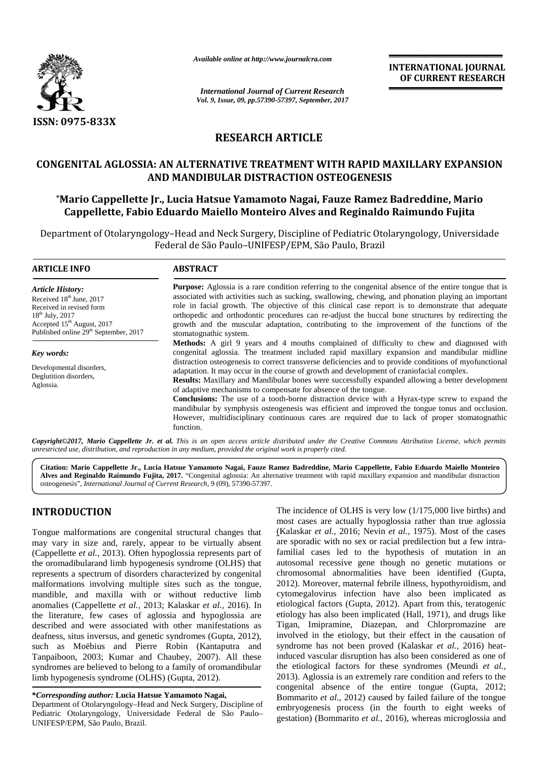# RESEARCH ARTICLE

## CONGENITAL AGLOSSIA: AN ALTERNATIVE TREATMENT WITH RAPID MAXILLARY EXPANSION AND MANDIBULAR DISTRACTION OSTEOGENESIS

**\*Mario Cappellette Jr., Lucia Hatsue Yamamoto Nagai, Fauze Ramez Badreddine, Mario Cappellette, Fabio Eduardo Maiello Monteiro Alves and Reginaldo Raimundo Fujita**

Department of Otolaryngology–Head and Neck Surgery, Discipline of Pediatric Otolaryngology, Universidade Federal de São Paulo–UNIFESP/EPM, São Paulo, Brazil

### ARTICLE INFO

*Article History:*

Received 18th June, 2017

Received in revised form 18th July, 2017

Accepted 15th August, 2017

Published online 29th September, 2017

*Key words:*

Developmental disorders,
Deglutition disorders,
Aglossia.

### ABSTRACT

**Purpose:** Aglossia is a rare condition referring to the congenital absence of the entire tongue that is associated with activities such as sucking, swallowing, chewing, and phonation playing an important role in facial growth. The objective of this clinical case report is to demonstrate that adequate orthopedic and orthodontic procedures can re-adjust the buccal bone structures by redirecting the growth and the muscular adaptation, contributing to the improvement of the functions of the stomatognathic system.

**Methods:** A girl 9 years and 4 mouths complained of difficulty to chew and diagnosed with congenital aglossia. The treatment included rapid maxillary expansion and mandibular midline distraction osteogenesis to correct transverse deficiencies and to provide conditions of myofunctional adaptation. It may occur in the course of growth and development of craniofacial complex.

**Results:** Maxillary and Mandibular bones were successfully expanded allowing a better development of adaptive mechanisms to compensate for absence of the tongue.

**Conclusions:** The use of a tooth-borne distraction device with a Hyrax-type screw to expand the mandibular by symphysis osteogenesis was efficient and improved the tongue tonus and occlusion. However, multidisciplinary continuous cares are required due to lack of proper stomatognathic function.

***Copyright©2017, Mario Cappellette Jr. et al.*** *This is an open access article distributed under the Creative Commons Attribution License, which permits unrestricted use, distribution, and reproduction in any medium, provided the original work is properly cited.*

**Citation: Mario Cappellette Jr., Lucia Hatsue Yamamoto Nagai, Fauze Ramez Badreddine, Mario Cappellette, Fabio Eduardo Maiello Monteiro Alves and Reginaldo Raimundo Fujita, 2017.** "Congenital aglossia: An alternative treatment with rapid maxillary expansion and mandibular distraction osteogenesis", *International Journal of Current Research*, 9 (09), 57390-57397.

## INTRODUCTION

Tongue malformations are congenital structural changes that may vary in size and, rarely, appear to be virtually absent (Cappellette *et al.,* 2013). Often hypoglossia represents part of the oromadibularand limb hypogenesis syndrome (OLHS) that represents a spectrum of disorders characterized by congenital malformations involving multiple sites such as the tongue, mandible, and maxilla with or without reductive limb anomalies (Cappellette *et al.,* 2013; Kalaskar *et al.,* 2016). In the literature, few cases of aglossia and hypoglossia are described and were associated with other manifestations as deafness, situs inversus, and genetic syndromes (Gupta, 2012), such as Moëbius and Pierre Robin (Kantaputra and Tanpaiboon, 2003; Kumar and Chaubey, 2007). All these syndromes are believed to belong to a family of oromandibular limb hypogenesis syndrome (OLHS) (Gupta, 2012).

The incidence of OLHS is very low (1/175,000 live births) and most cases are actually hypoglossia rather than true aglossia (Kalaskar *et al.,* 2016; Nevin *et al.,* 1975). Most of the cases are sporadic with no sex or racial predilection but a few intra-familial cases led to the hypothesis of mutation in an autosomal recessive gene though no genetic mutations or chromosomal abnormalities have been identified (Gupta, 2012). Moreover, maternal febrile illness, hypothyroidism, and cytomegalovirus infection have also been implicated as etiological factors (Gupta, 2012). Apart from this, teratogenic etiology has also been implicated (Hall, 1971), and drugs like Tigan, Imipramine, Diazepan, and Chlorpromazine are involved in the etiology, but their effect in the causation of syndrome has not been proved (Kalaskar *et al.,* 2016) heat-induced vascular disruption has also been considered as one of the etiological factors for these syndromes (Meundi *et al.,* 2013). Aglossia is an extremely rare condition and refers to the congenital absence of the entire tongue (Gupta, 2012; Bommarito *et al.,* 2012) caused by failed failure of the tongue embryogenesis process (in the fourth to eight weeks of gestation) (Bommarito *et al.,* 2016), whereas microglossia and

**\*Corresponding author: Lucia Hatsue Yamamoto Nagai,**
Department of Otolaryngology–Head and Neck Surgery, Discipline of Pediatric Otolaryngology, Universidade Federal de São Paulo–UNIFESP/EPM, São Paulo, Brazil.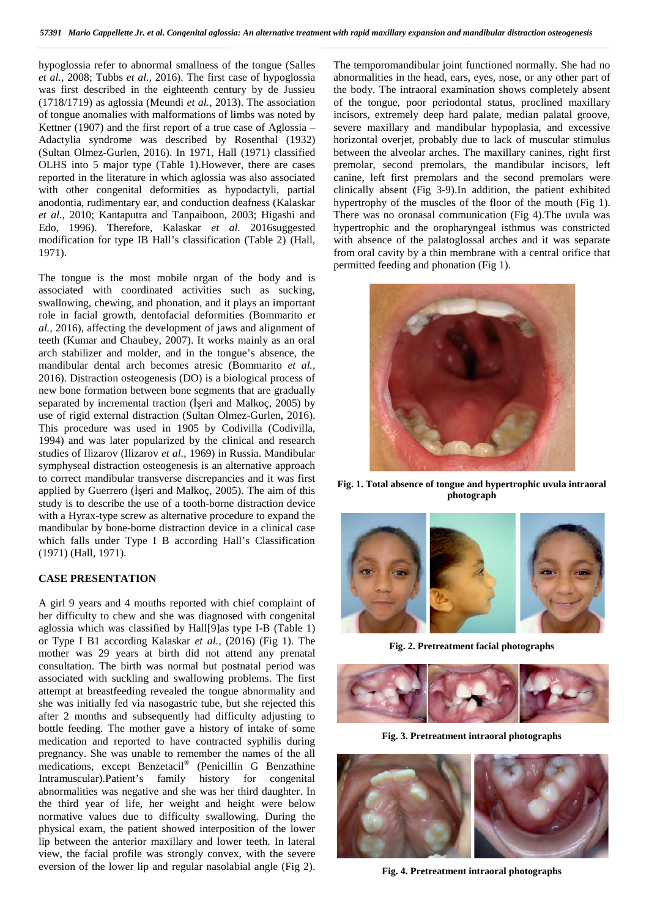hypoglossia refer to abnormal smallness of the tongue (Salles *et al.,* 2008; Tubbs *et al.,* 2016). The first case of hypoglossia was first described in the eighteenth century by de Jussieu (1718/1719) as aglossia (Meundi *et al.,* 2013). The association of tongue anomalies with malformations of limbs was noted by Kettner (1907) and the first report of a true case of Aglossia – Adactylia syndrome was described by Rosenthal (1932) (Sultan Olmez-Gurlen, 2016). In 1971, Hall (1971) classified OLHS into 5 major type (Table 1).However, there are cases reported in the literature in which aglossia was also associated with other congenital deformities as hypodactyli, partial anodontia, rudimentary ear, and conduction deafness (Kalaskar *et al.,* 2010; Kantaputra and Tanpaiboon, 2003; Higashi and Edo, 1996). Therefore, Kalaskar *et al.* 2016suggested modification for type IB Hall's classification (Table 2) (Hall, 1971).

The tongue is the most mobile organ of the body and is associated with coordinated activities such as sucking, swallowing, chewing, and phonation, and it plays an important role in facial growth, dentofacial deformities (Bommarito *et al.,* 2016), affecting the development of jaws and alignment of teeth (Kumar and Chaubey, 2007). It works mainly as an oral arch stabilizer and molder, and in the tongue's absence, the mandibular dental arch becomes atresic (Bommarito *et al.,* 2016). Distraction osteogenesis (DO) is a biological process of new bone formation between bone segments that are gradually separated by incremental traction (İşeri and Malkoç, 2005) by use of rigid external distraction (Sultan Olmez-Gurlen, 2016). This procedure was used in 1905 by Codivilla (Codivilla, 1994) and was later popularized by the clinical and research studies of Ilizarov (Ilizarov *et al.,* 1969) in Russia. Mandibular symphyseal distraction osteogenesis is an alternative approach to correct mandibular transverse discrepancies and it was first applied by Guerrero (İşeri and Malkoç, 2005). The aim of this study is to describe the use of a tooth-borne distraction device with a Hyrax-type screw as alternative procedure to expand the mandibular by bone-borne distraction device in a clinical case which falls under Type I B according Hall's Classification (1971) (Hall, 1971).

## CASE PRESENTATION

A girl 9 years and 4 mouths reported with chief complaint of her difficulty to chew and she was diagnosed with congenital aglossia which was classified by Hall[9]as type I-B (Table 1) or Type I B1 according Kalaskar *et al.,* (2016) (Fig 1). The mother was 29 years at birth did not attend any prenatal consultation. The birth was normal but postnatal period was associated with suckling and swallowing problems. The first attempt at breastfeeding revealed the tongue abnormality and she was initially fed via nasogastric tube, but she rejected this after 2 months and subsequently had difficulty adjusting to bottle feeding. The mother gave a history of intake of some medication and reported to have contracted syphilis during pregnancy. She was unable to remember the names of the all medications, except Benzetacil® (Penicillin G Benzathine Intramuscular).Patient's family history for congenital abnormalities was negative and she was her third daughter. In the third year of life, her weight and height were below normative values due to difficulty swallowing. During the physical exam, the patient showed interposition of the lower lip between the anterior maxillary and lower teeth. In lateral view, the facial profile was strongly convex, with the severe eversion of the lower lip and regular nasolabial angle (Fig 2). The temporomandibular joint functioned normally. She had no abnormalities in the head, ears, eyes, nose, or any other part of the body. The intraoral examination shows completely absent of the tongue, poor periodontal status, proclined maxillary incisors, extremely deep hard palate, median palatal groove, severe maxillary and mandibular hypoplasia, and excessive horizontal overjet, probably due to lack of muscular stimulus between the alveolar arches. The maxillary canines, right first premolar, second premolars, the mandibular incisors, left canine, left first premolars and the second premolars were clinically absent (Fig 3-9).In addition, the patient exhibited hypertrophy of the muscles of the floor of the mouth (Fig 1). There was no oronasal communication (Fig 4).The uvula was hypertrophic and the oropharyngeal isthmus was constricted with absence of the palatoglossal arches and it was separate from oral cavity by a thin membrane with a central orifice that permitted feeding and phonation (Fig 1).

**Fig. 1. Total absence of tongue and hypertrophic uvula intraoral photograph**

**Fig. 2. Pretreatment facial photographs**

**Fig. 3. Pretreatment intraoral photographs**

**Fig. 4. Pretreatment intraoral photographs**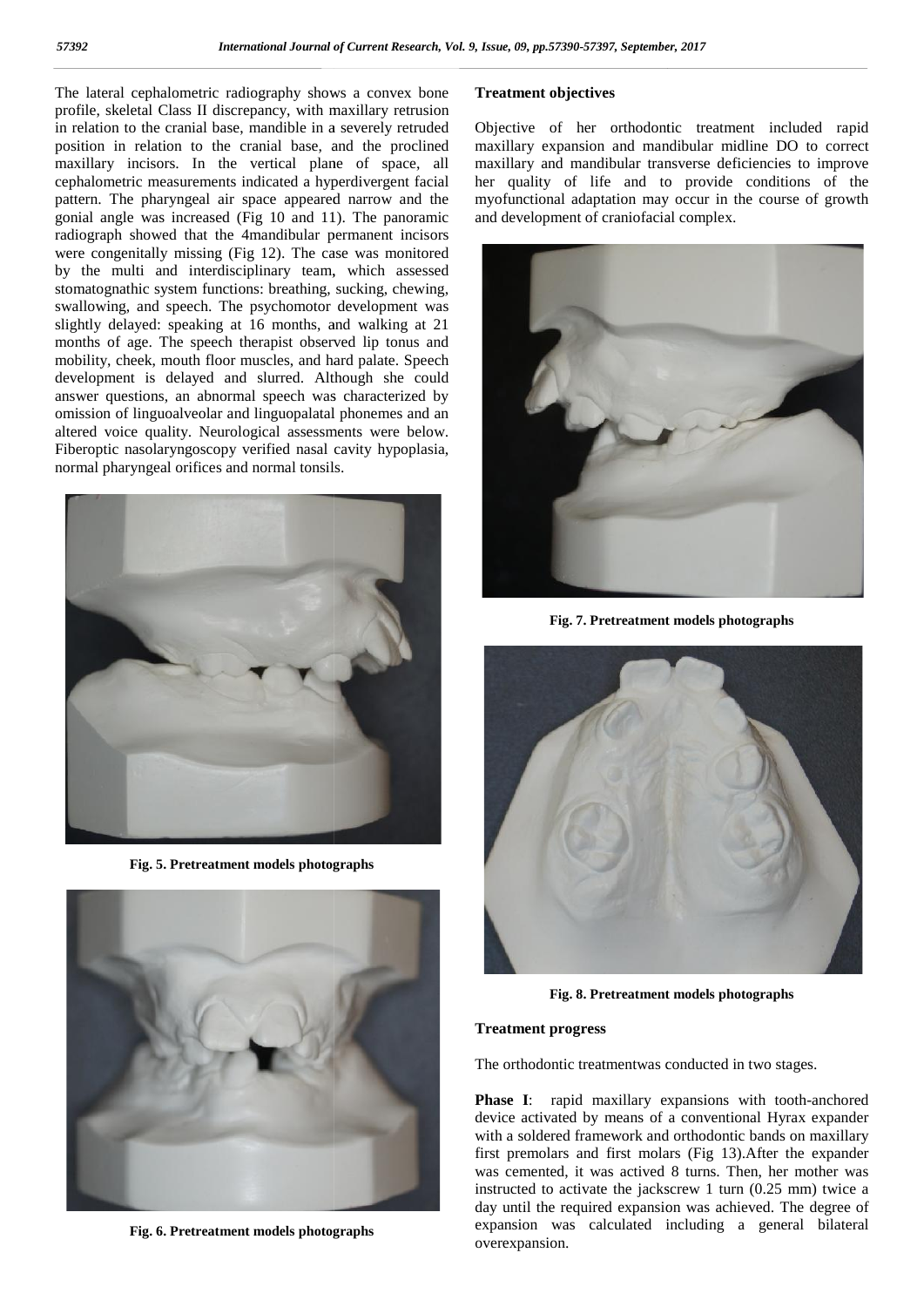The lateral cephalometric radiography shows a convex bone profile, skeletal Class II discrepancy, with maxillary retrusion in relation to the cranial base, mandible in a severely retruded position in relation to the cranial base, and the proclined maxillary incisors. In the vertical plane of space, all cephalometric measurements indicated a hyperdivergent facial pattern. The pharyngeal air space appeared narrow and the gonial angle was increased (Fig 10 and 11). The panoramic radiograph showed that the 4mandibular permanent incisors were congenitally missing (Fig 12). The case was monitored by the multi and interdisciplinary team, which assessed stomatognathic system functions: breathing, sucking, chewing, swallowing, and speech. The psychomotor development was slightly delayed: speaking at 16 months, and walking at 21 months of age. The speech therapist observed lip tonus and mobility, cheek, mouth floor muscles, and hard palate. Speech development is delayed and slurred. Although she could answer questions, an abnormal speech was characterized by omission of linguoalveolar and linguopalatal phonemes and an altered voice quality. Neurological assessments were below. Fiberoptic nasolaryngoscopy verified nasal cavity hypoplasia, normal pharyngeal orifices and normal tonsils.

**Fig. 5. Pretreatment models photographs**

**Fig. 6. Pretreatment models photographs**

## Treatment objectives

Objective of her orthodontic treatment included rapid maxillary expansion and mandibular midline DO to correct maxillary and mandibular transverse deficiencies to improve her quality of life and to provide conditions of the myofunctional adaptation may occur in the course of growth and development of craniofacial complex.

**Fig. 7. Pretreatment models photographs**

**Fig. 8. Pretreatment models photographs**

## Treatment progress

The orthodontic treatmentwas conducted in two stages.

**Phase I**: rapid maxillary expansions with tooth-anchored device activated by means of a conventional Hyrax expander with a soldered framework and orthodontic bands on maxillary first premolars and first molars (Fig 13).After the expander was cemented, it was actived 8 turns. Then, her mother was instructed to activate the jackscrew 1 turn (0.25 mm) twice a day until the required expansion was achieved. The degree of expansion was calculated including a general bilateral overexpansion.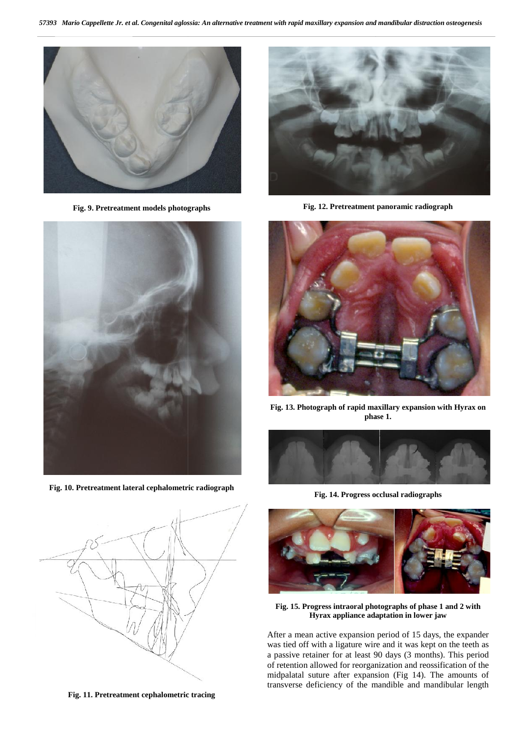Fig. 9. Pretreatment models photographs

Fig. 10. Pretreatment lateral cephalometric radiograph

Fig. 11. Pretreatment cephalometric tracing

Fig. 12. Pretreatment panoramic radiograph

Fig. 13. Photograph of rapid maxillary expansion with Hyrax on phase 1.

Fig. 14. Progress occlusal radiographs

Fig. 15. Progress intraoral photographs of phase 1 and 2 with Hyrax appliance adaptation in lower jaw

After a mean active expansion period of 15 days, the expander was tied off with a ligature wire and it was kept on the teeth as a passive retainer for at least 90 days (3 months). This period of retention allowed for reorganization and reossification of the midpalatal suture after expansion (Fig 14). The amounts of transverse deficiency of the mandible and mandibular length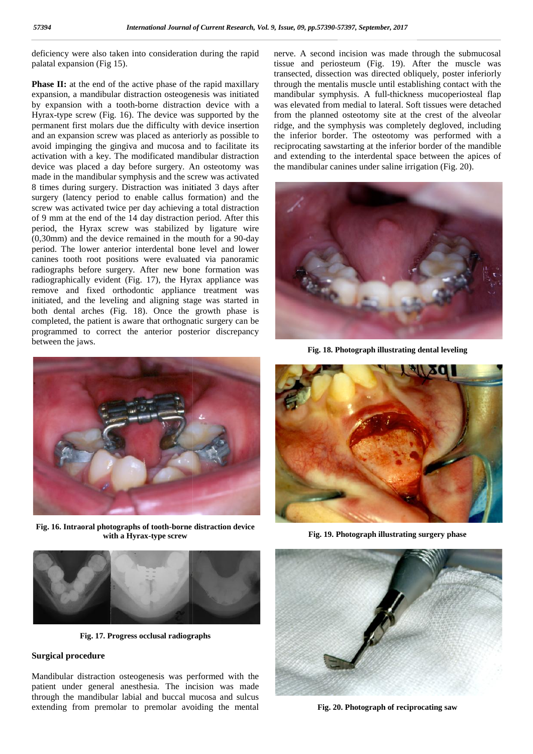deficiency were also taken into consideration during the rapid palatal expansion (Fig 15).

**Phase II:** at the end of the active phase of the rapid maxillary expansion, a mandibular distraction osteogenesis was initiated by expansion with a tooth-borne distraction device with a Hyrax-type screw (Fig. 16). The device was supported by the permanent first molars due the difficulty with device insertion and an expansion screw was placed as anteriorly as possible to avoid impinging the gingiva and mucosa and to facilitate its activation with a key. The modificated mandibular distraction device was placed a day before surgery. An osteotomy was made in the mandibular symphysis and the screw was activated 8 times during surgery. Distraction was initiated 3 days after surgery (latency period to enable callus formation) and the screw was activated twice per day achieving a total distraction of 9 mm at the end of the 14 day distraction period. After this period, the Hyrax screw was stabilized by ligature wire (0,30mm) and the device remained in the mouth for a 90-day period. The lower anterior interdental bone level and lower canines tooth root positions were evaluated via panoramic radiographs before surgery. After new bone formation was radiographically evident (Fig. 17), the Hyrax appliance was remove and fixed orthodontic appliance treatment was initiated, and the leveling and aligning stage was started in both dental arches (Fig. 18). Once the growth phase is completed, the patient is aware that orthognatic surgery can be programmed to correct the anterior posterior discrepancy between the jaws.

**Fig. 16. Intraoral photographs of tooth-borne distraction device with a Hyrax-type screw**

**Fig. 17. Progress occlusal radiographs**

## Surgical procedure

Mandibular distraction osteogenesis was performed with the patient under general anesthesia. The incision was made through the mandibular labial and buccal mucosa and sulcus extending from premolar to premolar avoiding the mental nerve. A second incision was made through the submucosal tissue and periosteum (Fig. 19). After the muscle was transected, dissection was directed obliquely, poster inferiorly through the mentalis muscle until establishing contact with the mandibular symphysis. A full-thickness mucoperiosteal flap was elevated from medial to lateral. Soft tissues were detached from the planned osteotomy site at the crest of the alveolar ridge, and the symphysis was completely degloved, including the inferior border. The osteotomy was performed with a reciprocating sawstarting at the inferior border of the mandible and extending to the interdental space between the apices of the mandibular canines under saline irrigation (Fig. 20).

**Fig. 18. Photograph illustrating dental leveling**

**Fig. 19. Photograph illustrating surgery phase**

**Fig. 20. Photograph of reciprocating saw**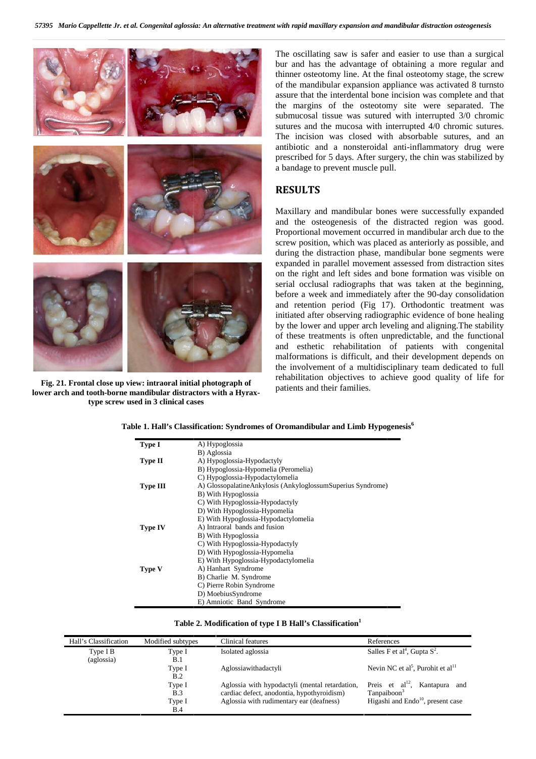The oscillating saw is safer and easier to use than a surgical bur and has the advantage of obtaining a more regular and thinner osteotomy line. At the final osteotomy stage, the screw of the mandibular expansion appliance was activated 8 turnsto assure that the interdental bone incision was complete and that the margins of the osteotomy site were separated. The submucosal tissue was sutured with interrupted 3/0 chromic sutures and the mucosa with interrupted 4/0 chromic sutures. The incision was closed with absorbable sutures, and an antibiotic and a nonsteroidal anti-inflammatory drug were prescribed for 5 days. After surgery, the chin was stabilized by a bandage to prevent muscle pull.

**Fig. 21. Frontal close up view: intraoral initial photograph of lower arch and tooth-borne mandibular distractors with a Hyrax-type screw used in 3 clinical cases**

## RESULTS

Maxillary and mandibular bones were successfully expanded and the osteogenesis of the distracted region was good. Proportional movement occurred in mandibular arch due to the screw position, which was placed as anteriorly as possible, and during the distraction phase, mandibular bone segments were expanded in parallel movement assessed from distraction sites on the right and left sides and bone formation was visible on serial occlusal radiographs that was taken at the beginning, before a week and immediately after the 90-day consolidation and retention period (Fig 17). Orthodontic treatment was initiated after observing radiographic evidence of bone healing by the lower and upper arch leveling and aligning.The stability of these treatments is often unpredictable, and the functional and esthetic rehabilitation of patients with congenital malformations is difficult, and their development depends on the involvement of a multidisciplinary team dedicated to full rehabilitation objectives to achieve good quality of life for patients and their families.

**Table 1. Hall's Classification: Syndromes of Oromandibular and Limb Hypogenesis[6]**

| | |
|---|---|
| **Type I** | A) Hypoglossia |
| | B) Aglossia |
| **Type II** | A) Hypoglossia-Hypodactyly |
| | B) Hypoglossia-Hypomelia (Peromelia) |
| | C) Hypoglossia-Hypodactylomelia |
| **Type III** | A) GlossopalatineAnkylosis (AnkyloglossumSuperius Syndrome) |
| | B) With Hypoglossia |
| | C) With Hypoglossia-Hypodactyly |
| | D) With Hypoglossia-Hypomelia |
| | E) With Hypoglossia-Hypodactylomelia |
| **Type IV** | A) Intraoral bands and fusion |
| | B) With Hypoglossia |
| | C) With Hypoglossia-Hypodactyly |
| | D) With Hypoglossia-Hypomelia |
| | E) With Hypoglossia-Hypodactylomelia |
| **Type V** | A) Hanhart Syndrome |
| | B) Charlie M. Syndrome |
| | C) Pierre Robin Syndrome |
| | D) MoebiusSyndrome |
| | E) Amniotic Band Syndrome |

**Table 2. Modification of type I B Hall's Classification[1]**

| Hall's Classification | Modified subtypes | Clinical features | References |
|---|---|---|---|
| Type I B (aglossia) | Type I B.1 | Isolated aglossia | Salles F et al[4], Gupta S[2]. |
| | Type I B.2 | Aglossiawithadactyli | Nevin NC et al[5], Purohit et al[11] |
| | Type I B.3 | Aglossia with hypodactyli (mental retardation, cardiac defect, anodontia, hypothyroidism) | Preis et al[12], Kantapura and Tanpaiboon[3] |
| | Type I B.4 | Aglossia with rudimentary ear (deafness) | Higashi and Endo[10], present case |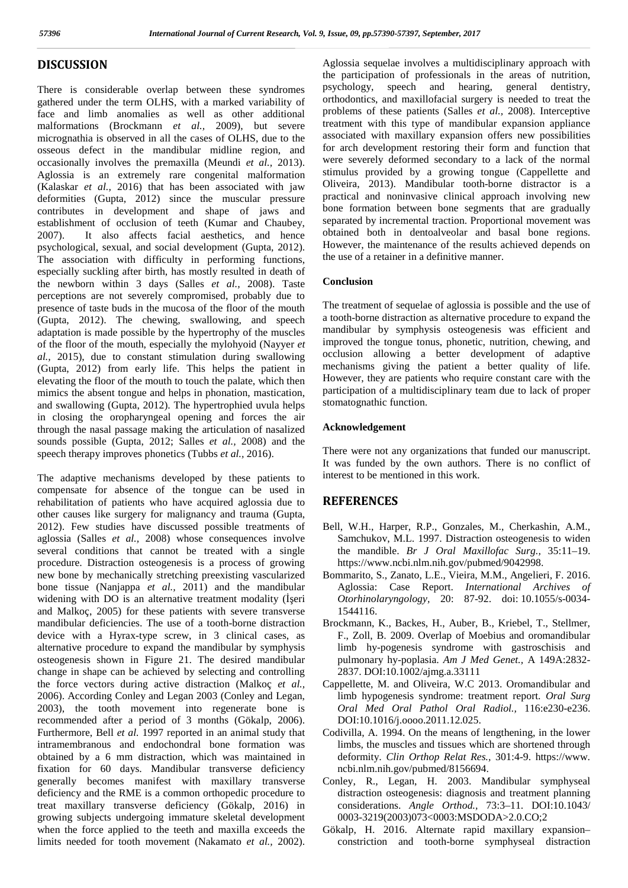## DISCUSSION

There is considerable overlap between these syndromes gathered under the term OLHS, with a marked variability of face and limb anomalies as well as other additional malformations (Brockmann *et al.,* 2009), but severe micrognathia is observed in all the cases of OLHS, due to the osseous defect in the mandibular midline region, and occasionally involves the premaxilla (Meundi *et al.,* 2013). Aglossia is an extremely rare congenital malformation (Kalaskar *et al.,* 2016) that has been associated with jaw deformities (Gupta, 2012) since the muscular pressure contributes in development and shape of jaws and establishment of occlusion of teeth (Kumar and Chaubey, 2007). It also affects facial aesthetics, and hence psychological, sexual, and social development (Gupta, 2012). The association with difficulty in performing functions, especially suckling after birth, has mostly resulted in death of the newborn within 3 days (Salles *et al.,* 2008). Taste perceptions are not severely compromised, probably due to presence of taste buds in the mucosa of the floor of the mouth (Gupta, 2012). The chewing, swallowing, and speech adaptation is made possible by the hypertrophy of the muscles of the floor of the mouth, especially the mylohyoid (Nayyer *et al.,* 2015), due to constant stimulation during swallowing (Gupta, 2012) from early life. This helps the patient in elevating the floor of the mouth to touch the palate, which then mimics the absent tongue and helps in phonation, mastication, and swallowing (Gupta, 2012). The hypertrophied uvula helps in closing the oropharyngeal opening and forces the air through the nasal passage making the articulation of nasalized sounds possible (Gupta, 2012; Salles *et al.,* 2008) and the speech therapy improves phonetics (Tubbs *et al.,* 2016).

The adaptive mechanisms developed by these patients to compensate for absence of the tongue can be used in rehabilitation of patients who have acquired aglossia due to other causes like surgery for malignancy and trauma (Gupta, 2012). Few studies have discussed possible treatments of aglossia (Salles *et al.,* 2008) whose consequences involve several conditions that cannot be treated with a single procedure. Distraction osteogenesis is a process of growing new bone by mechanically stretching preexisting vascularized bone tissue (Nanjappa *et al.,* 2011) and the mandibular widening with DO is an alternative treatment modality (İşeri and Malkoç, 2005) for these patients with severe transverse mandibular deficiencies. The use of a tooth-borne distraction device with a Hyrax-type screw, in 3 clinical cases, as alternative procedure to expand the mandibular by symphysis osteogenesis shown in Figure 21. The desired mandibular change in shape can be achieved by selecting and controlling the force vectors during active distraction (Malkoç *et al.,* 2006). According Conley and Legan 2003 (Conley and Legan, 2003), the tooth movement into regenerate bone is recommended after a period of 3 months (Gökalp, 2006). Furthermore, Bell *et al.* 1997 reported in an animal study that intramembranous and endochondral bone formation was obtained by a 6 mm distraction, which was maintained in fixation for 60 days. Mandibular transverse deficiency generally becomes manifest with maxillary transverse deficiency and the RME is a common orthopedic procedure to treat maxillary transverse deficiency (Gökalp, 2016) in growing subjects undergoing immature skeletal development when the force applied to the teeth and maxilla exceeds the limits needed for tooth movement (Nakamato *et al.,* 2002). Aglossia sequelae involves a multidisciplinary approach with the participation of professionals in the areas of nutrition, psychology, speech and hearing, general dentistry, orthodontics, and maxillofacial surgery is needed to treat the problems of these patients (Salles *et al.,* 2008). Interceptive treatment with this type of mandibular expansion appliance associated with maxillary expansion offers new possibilities for arch development restoring their form and function that were severely deformed secondary to a lack of the normal stimulus provided by a growing tongue (Cappellette and Oliveira, 2013). Mandibular tooth-borne distractor is a practical and noninvasive clinical approach involving new bone formation between bone segments that are gradually separated by incremental traction. Proportional movement was obtained both in dentoalveolar and basal bone regions. However, the maintenance of the results achieved depends on the use of a retainer in a definitive manner.

### Conclusion

The treatment of sequelae of aglossia is possible and the use of a tooth-borne distraction as alternative procedure to expand the mandibular by symphysis osteogenesis was efficient and improved the tongue tonus, phonetic, nutrition, chewing, and occlusion allowing a better development of adaptive mechanisms giving the patient a better quality of life. However, they are patients who require constant care with the participation of a multidisciplinary team due to lack of proper stomatognathic function.

### Acknowledgement

There were not any organizations that funded our manuscript. It was funded by the own authors. There is no conflict of interest to be mentioned in this work.

## REFERENCES

- Bell, W.H., Harper, R.P., Gonzales, M., Cherkashin, A.M., Samchukov, M.L. 1997. Distraction osteogenesis to widen the mandible. *Br J Oral Maxillofac Surg.,* 35:11–19. https://www.ncbi.nlm.nih.gov/pubmed/9042998.
- Bommarito, S., Zanato, L.E., Vieira, M.M., Angelieri, F. 2016. Aglossia: Case Report. *International Archives of Otorhinolaryngology,* 20: 87-92. doi: 10.1055/s-0034-1544116.
- Brockmann, K., Backes, H., Auber, B., Kriebel, T., Stellmer, F., Zoll, B. 2009. Overlap of Moebius and oromandibular limb hy-pogenesis syndrome with gastroschisis and pulmonary hy-poplasia. *Am J Med Genet.,* A 149A:2832-2837. DOI:10.1002/ajmg.a.33111
- Cappellette, M. and Oliveira, W.C 2013. Oromandibular and limb hypogenesis syndrome: treatment report. *Oral Surg Oral Med Oral Pathol Oral Radiol.,* 116:e230-e236. DOI:10.1016/j.oooo.2011.12.025.
- Codivilla, A. 1994. On the means of lengthening, in the lower limbs, the muscles and tissues which are shortened through deformity. *Clin Orthop Relat Res.,* 301:4-9. https://www.ncbi.nlm.nih.gov/pubmed/8156694.
- Conley, R., Legan, H. 2003. Mandibular symphyseal distraction osteogenesis: diagnosis and treatment planning considerations. *Angle Orthod.,* 73:3–11. DOI:10.1043/0003-3219(2003)073<0003:MSDODA>2.0.CO;2
- Gökalp, H. 2016. Alternate rapid maxillary expansion–constriction and tooth-borne symphyseal distraction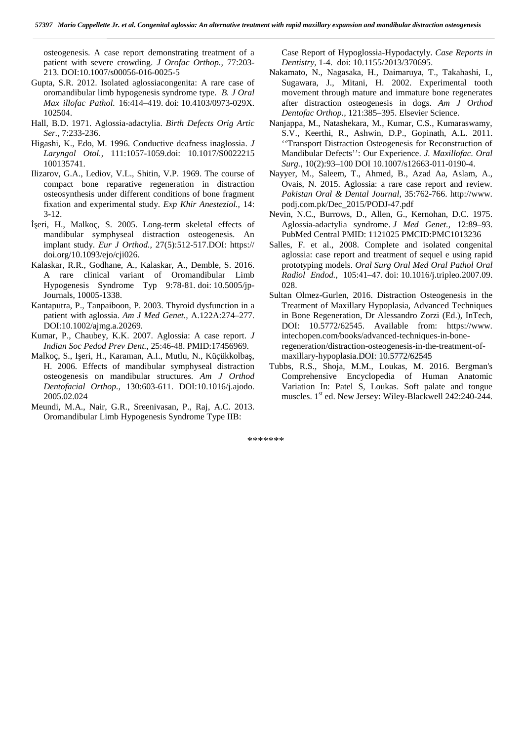osteogenesis. A case report demonstrating treatment of a patient with severe crowding. *J Orofac Orthop.,* 77:203-213. DOI:10.1007/s00056-016-0025-5

Gupta, S.R. 2012. Isolated aglossiacongenita: A rare case of oromandibular limb hypogenesis syndrome type. *B. J Oral Max illofac Pathol.* 16:414–419. doi: 10.4103/0973-029X. 102504.

Hall, B.D. 1971. Aglossia-adactylia. *Birth Defects Orig Artic Ser.,* 7:233-236.

Higashi, K., Edo, M. 1996. Conductive deafness inaglossia. *J Laryngol Otol.,* 111:1057-1059.doi: 10.1017/S0022215 100135741.

Ilizarov, G.A., Lediov, V.L., Shitin, V.P. 1969. The course of compact bone reparative regeneration in distraction osteosynthesis under different conditions of bone fragment fixation and experimental study. *Exp Khir Anesteziol.,* 14: 3-12.

İşeri, H., Malkoç, S. 2005. Long-term skeletal effects of mandibular symphyseal distraction osteogenesis. An implant study. *Eur J Orthod.,* 27(5):512-517.DOI: https://doi.org/10.1093/ejo/cji026.

Kalaskar, R.R., Godhane, A., Kalaskar, A., Demble, S. 2016. A rare clinical variant of Oromandibular Limb Hypogenesis Syndrome Typ 9:78-81. doi: 10.5005/jp-Journals, 10005-1338.

Kantaputra, P., Tanpaiboon, P. 2003. Thyroid dysfunction in a patient with aglossia. *Am J Med Genet.,* A.122A:274–277. DOI:10.1002/ajmg.a.20269.

Kumar, P., Chaubey, K.K. 2007. Aglossia: A case report. *J Indian Soc Pedod Prev Dent.,* 25:46-48. PMID:17456969.

Malkoç, S., Işeri, H., Karaman, A.I., Mutlu, N., Küçükkolbaş, H. 2006. Effects of mandibular symphyseal distraction osteogenesis on mandibular structures. *Am J Orthod Dentofacial Orthop.,* 130:603-611. DOI:10.1016/j.ajodo. 2005.02.024

Meundi, M.A., Nair, G.R., Sreenivasan, P., Raj, A.C. 2013. Oromandibular Limb Hypogenesis Syndrome Type IIB: Case Report of Hypoglossia-Hypodactyly. *Case Reports in Dentistry,* 1-4. doi: 10.1155/2013/370695.

Nakamato, N., Nagasaka, H., Daimaruya, T., Takahashi, I., Sugawara, J., Mitani, H. 2002. Experimental tooth movement through mature and immature bone regenerates after distraction osteogenesis in dogs. *Am J Orthod Dentofac Orthop.,* 121:385–395. Elsevier Science.

Nanjappa, M., Natashekara, M., Kumar, C.S., Kumaraswamy, S.V., Keerthi, R., Ashwin, D.P., Gopinath, A.L. 2011. ''Transport Distraction Osteogenesis for Reconstruction of Mandibular Defects'': Our Experience. *J. Maxillofac. Oral Surg.,* 10(2):93–100 DOI 10.1007/s12663-011-0190-4.

Nayyer, M., Saleem, T., Ahmed, B., Azad Aa, Aslam, A., Ovais, N. 2015. Aglossia: a rare case report and review. *Pakistan Oral & Dental Journal,* 35:762-766. http://www.podj.com.pk/Dec_2015/PODJ-47.pdf

Nevin, N.C., Burrows, D., Allen, G., Kernohan, D.C. 1975. Aglossia-adactylia syndrome. *J Med Genet.,* 12:89–93. PubMed Central PMID: 1121025 PMCID:PMC1013236

Salles, F. et al., 2008. Complete and isolated congenital aglossia: case report and treatment of sequel e using rapid prototyping models. *Oral Surg Oral Med Oral Pathol Oral Radiol Endod.,* 105:41–47. doi: 10.1016/j.tripleo.2007.09. 028.

Sultan Olmez-Gurlen, 2016. Distraction Osteogenesis in the Treatment of Maxillary Hypoplasia, Advanced Techniques in Bone Regeneration, Dr Alessandro Zorzi (Ed.), InTech, DOI: 10.5772/62545. Available from: https://www.intechopen.com/books/advanced-techniques-in-bone-regeneration/distraction-osteogenesis-in-the-treatment-of-maxillary-hypoplasia.DOI: 10.5772/62545

Tubbs, R.S., Shoja, M.M., Loukas, M. 2016. Bergman's Comprehensive Encyclopedia of Human Anatomic Variation In: Patel S, Loukas. Soft palate and tongue muscles. 1st ed. New Jersey: Wiley-Blackwell 242:240-244.

*******